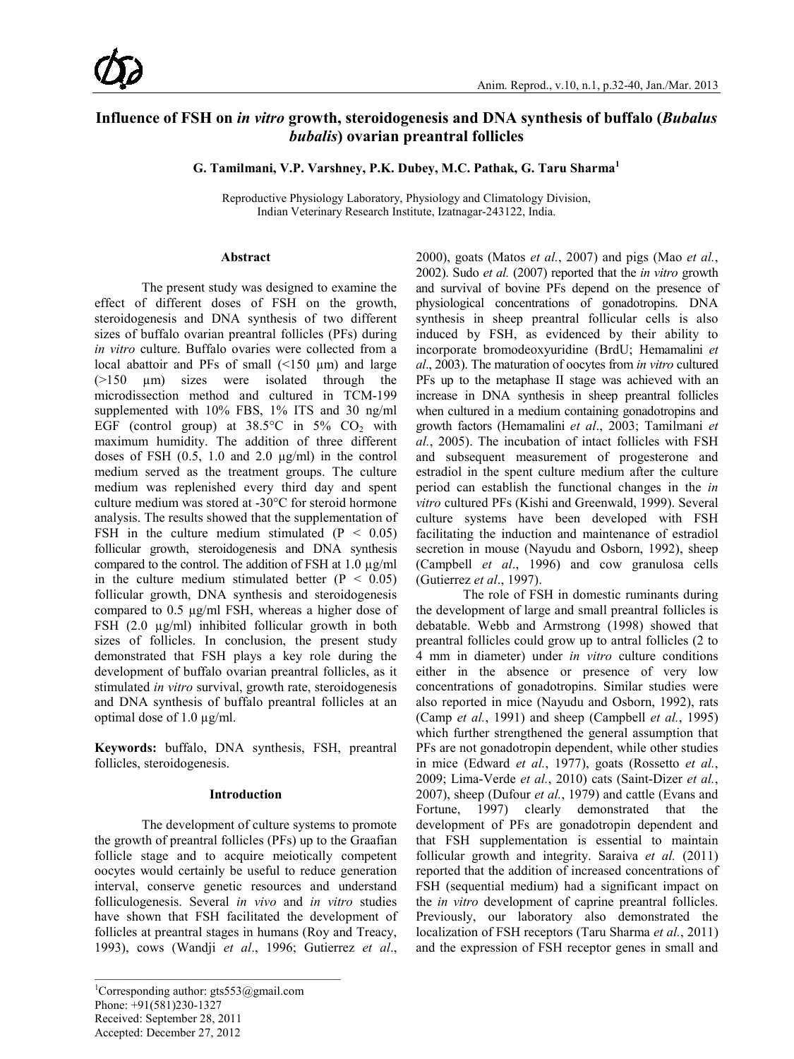# Influence of FSH on *in vitro* growth, steroidogenesis and DNA synthesis of buffalo (*Bubalus bubalis*) ovarian preantral follicles

**G. Tamilmani, V.P. Varshney, P.K. Dubey, M.C. Pathak, G. Taru Sharma[1]**

Reproductive Physiology Laboratory, Physiology and Climatology Division, Indian Veterinary Research Institute, Izatnagar-243122, India.

## Abstract

The present study was designed to examine the effect of different doses of FSH on the growth, steroidogenesis and DNA synthesis of two different sizes of buffalo ovarian preantral follicles (PFs) during *in vitro* culture. Buffalo ovaries were collected from a local abattoir and PFs of small (<150 µm) and large (>150 µm) sizes were isolated through the microdissection method and cultured in TCM-199 supplemented with 10% FBS, 1% ITS and 30 ng/ml EGF (control group) at 38.5°C in 5% $CO_2$ with maximum humidity. The addition of three different doses of FSH (0.5, 1.0 and 2.0 µg/ml) in the control medium served as the treatment groups. The culture medium was replenished every third day and spent culture medium was stored at -30°C for steroid hormone analysis. The results showed that the supplementation of FSH in the culture medium stimulated ($P < 0.05$) follicular growth, steroidogenesis and DNA synthesis compared to the control. The addition of FSH at 1.0 µg/ml in the culture medium stimulated better ($P < 0.05$) follicular growth, DNA synthesis and steroidogenesis compared to 0.5 µg/ml FSH, whereas a higher dose of FSH (2.0 µg/ml) inhibited follicular growth in both sizes of follicles. In conclusion, the present study demonstrated that FSH plays a key role during the development of buffalo ovarian preantral follicles, as it stimulated *in vitro* survival, growth rate, steroidogenesis and DNA synthesis of buffalo preantral follicles at an optimal dose of 1.0 µg/ml.

**Keywords:** buffalo, DNA synthesis, FSH, preantral follicles, steroidogenesis.

## Introduction

The development of culture systems to promote the growth of preantral follicles (PFs) up to the Graafian follicle stage and to acquire meiotically competent oocytes would certainly be useful to reduce generation interval, conserve genetic resources and understand folliculogenesis. Several *in vivo* and *in vitro* studies have shown that FSH facilitated the development of follicles at preantral stages in humans (Roy and Treacy, 1993), cows (Wandji *et al*., 1996; Gutierrez *et al*., 2000), goats (Matos *et al*., 2007) and pigs (Mao *et al*., 2002). Sudo *et al.* (2007) reported that the *in vitro* growth and survival of bovine PFs depend on the presence of physiological concentrations of gonadotropins. DNA synthesis in sheep preantral follicular cells is also induced by FSH, as evidenced by their ability to incorporate bromodeoxyuridine (BrdU; Hemamalini *et al*., 2003). The maturation of oocytes from *in vitro* cultured PFs up to the metaphase II stage was achieved with an increase in DNA synthesis in sheep preantral follicles when cultured in a medium containing gonadotropins and growth factors (Hemamalini *et al*., 2003; Tamilmani *et al.*, 2005). The incubation of intact follicles with FSH and subsequent measurement of progesterone and estradiol in the spent culture medium after the culture period can establish the functional changes in the *in vitro* cultured PFs (Kishi and Greenwald, 1999). Several culture systems have been developed with FSH facilitating the induction and maintenance of estradiol secretion in mouse (Nayudu and Osborn, 1992), sheep (Campbell *et al*., 1996) and cow granulosa cells (Gutierrez *et al*., 1997).

The role of FSH in domestic ruminants during the development of large and small preantral follicles is debatable. Webb and Armstrong (1998) showed that preantral follicles could grow up to antral follicles (2 to 4 mm in diameter) under *in vitro* culture conditions either in the absence or presence of very low concentrations of gonadotropins. Similar studies were also reported in mice (Nayudu and Osborn, 1992), rats (Camp *et al.*, 1991) and sheep (Campbell *et al.*, 1995) which further strengthened the general assumption that PFs are not gonadotropin dependent, while other studies in mice (Edward *et al.*, 1977), goats (Rossetto *et al.*, 2009; Lima-Verde *et al.*, 2010) cats (Saint-Dizer *et al.*, 2007), sheep (Dufour *et al.*, 1979) and cattle (Evans and Fortune, 1997) clearly demonstrated that the development of PFs are gonadotropin dependent and that FSH supplementation is essential to maintain follicular growth and integrity. Saraiva *et al.* (2011) reported that the addition of increased concentrations of FSH (sequential medium) had a significant impact on the *in vitro* development of caprine preantral follicles. Previously, our laboratory also demonstrated the localization of FSH receptors (Taru Sharma *et al.*, 2011) and the expression of FSH receptor genes in small and

---

[1]Corresponding author: gts553@gmail.com
Phone: +91(581)230-1327
Received: September 28, 2011
Accepted: December 27, 2012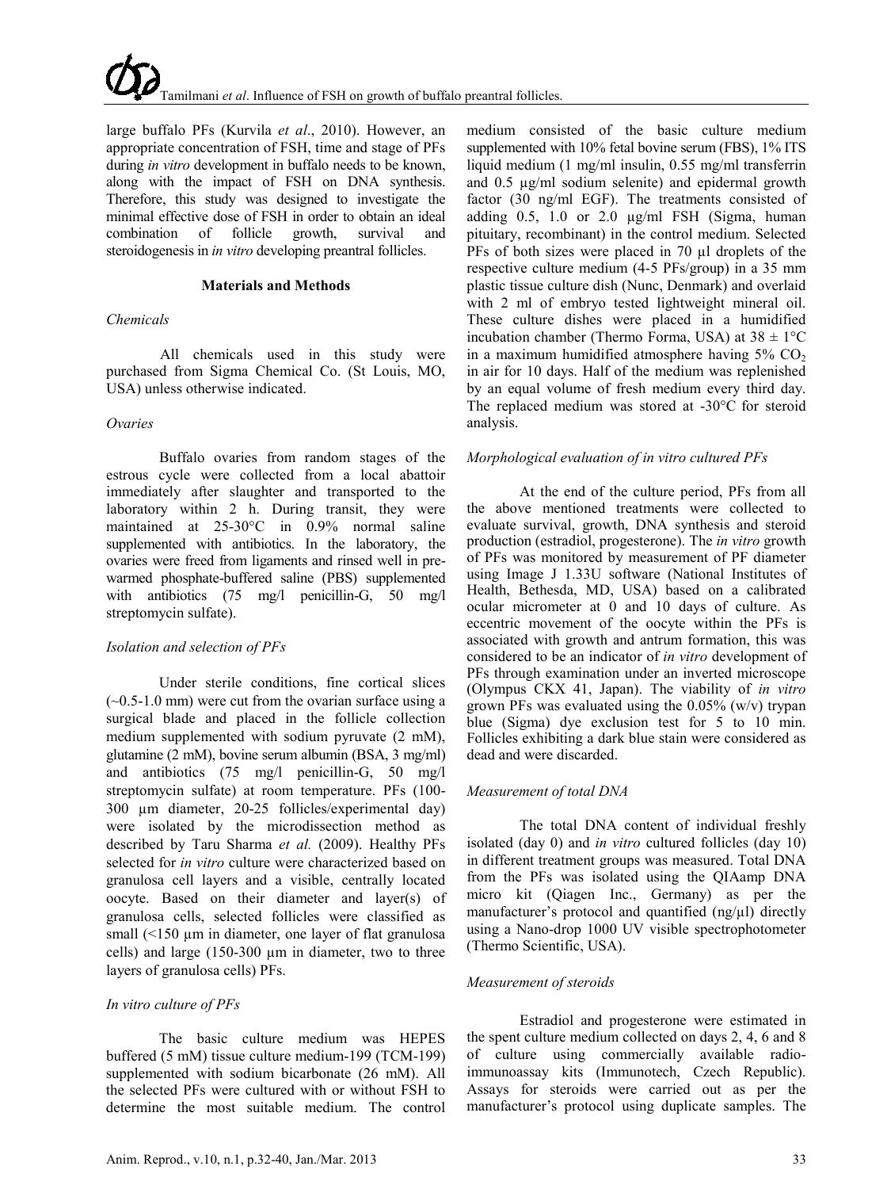large buffalo PFs (Kurvila *et al*., 2010). However, an appropriate concentration of FSH, time and stage of PFs during *in vitro* development in buffalo needs to be known, along with the impact of FSH on DNA synthesis. Therefore, this study was designed to investigate the minimal effective dose of FSH in order to obtain an ideal combination of follicle growth, survival and steroidogenesis in *in vitro* developing preantral follicles.

## Materials and Methods

### *Chemicals*

All chemicals used in this study were purchased from Sigma Chemical Co. (St Louis, MO, USA) unless otherwise indicated.

### *Ovaries*

Buffalo ovaries from random stages of the estrous cycle were collected from a local abattoir immediately after slaughter and transported to the laboratory within 2 h. During transit, they were maintained at 25-30°C in 0.9% normal saline supplemented with antibiotics. In the laboratory, the ovaries were freed from ligaments and rinsed well in pre-warmed phosphate-buffered saline (PBS) supplemented with antibiotics (75 mg/l penicillin-G, 50 mg/l streptomycin sulfate).

### *Isolation and selection of PFs*

Under sterile conditions, fine cortical slices (~0.5-1.0 mm) were cut from the ovarian surface using a surgical blade and placed in the follicle collection medium supplemented with sodium pyruvate (2 mM), glutamine (2 mM), bovine serum albumin (BSA, 3 mg/ml) and antibiotics (75 mg/l penicillin-G, 50 mg/l streptomycin sulfate) at room temperature. PFs (100-300 µm diameter, 20-25 follicles/experimental day) were isolated by the microdissection method as described by Taru Sharma *et al.* (2009). Healthy PFs selected for *in vitro* culture were characterized based on granulosa cell layers and a visible, centrally located oocyte. Based on their diameter and layer(s) of granulosa cells, selected follicles were classified as small (<150 µm in diameter, one layer of flat granulosa cells) and large (150-300 µm in diameter, two to three layers of granulosa cells) PFs.

### *In vitro culture of PFs*

The basic culture medium was HEPES buffered (5 mM) tissue culture medium-199 (TCM-199) supplemented with sodium bicarbonate (26 mM). All the selected PFs were cultured with or without FSH to determine the most suitable medium. The control medium consisted of the basic culture medium supplemented with 10% fetal bovine serum (FBS), 1% ITS liquid medium (1 mg/ml insulin, 0.55 mg/ml transferrin and 0.5 µg/ml sodium selenite) and epidermal growth factor (30 ng/ml EGF). The treatments consisted of adding 0.5, 1.0 or 2.0 µg/ml FSH (Sigma, human pituitary, recombinant) in the control medium. Selected PFs of both sizes were placed in 70 µl droplets of the respective culture medium (4-5 PFs/group) in a 35 mm plastic tissue culture dish (Nunc, Denmark) and overlaid with 2 ml of embryo tested lightweight mineral oil. These culture dishes were placed in a humidified incubation chamber (Thermo Forma, USA) at 38 ± 1°C in a maximum humidified atmosphere having 5% $CO_2$ in air for 10 days. Half of the medium was replenished by an equal volume of fresh medium every third day. The replaced medium was stored at -30°C for steroid analysis.

### *Morphological evaluation of in vitro cultured PFs*

At the end of the culture period, PFs from all the above mentioned treatments were collected to evaluate survival, growth, DNA synthesis and steroid production (estradiol, progesterone). The *in vitro* growth of PFs was monitored by measurement of PF diameter using Image J 1.33U software (National Institutes of Health, Bethesda, MD, USA) based on a calibrated ocular micrometer at 0 and 10 days of culture. As eccentric movement of the oocyte within the PFs is associated with growth and antrum formation, this was considered to be an indicator of *in vitro* development of PFs through examination under an inverted microscope (Olympus CKX 41, Japan). The viability of *in vitro* grown PFs was evaluated using the 0.05% (w/v) trypan blue (Sigma) dye exclusion test for 5 to 10 min. Follicles exhibiting a dark blue stain were considered as dead and were discarded.

### *Measurement of total DNA*

The total DNA content of individual freshly isolated (day 0) and *in vitro* cultured follicles (day 10) in different treatment groups was measured. Total DNA from the PFs was isolated using the QIAamp DNA micro kit (Qiagen Inc., Germany) as per the manufacturer's protocol and quantified (ng/µl) directly using a Nano-drop 1000 UV visible spectrophotometer (Thermo Scientific, USA).

### *Measurement of steroids*

Estradiol and progesterone were estimated in the spent culture medium collected on days 2, 4, 6 and 8 of culture using commercially available radio-immunoassay kits (Immunotech, Czech Republic). Assays for steroids were carried out as per the manufacturer's protocol using duplicate samples. The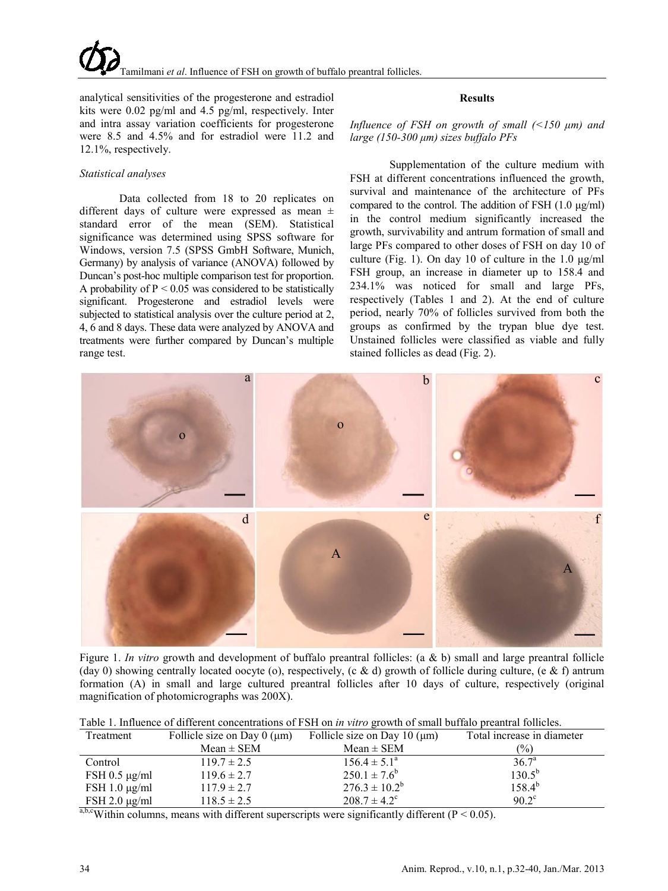analytical sensitivities of the progesterone and estradiol kits were 0.02 pg/ml and 4.5 pg/ml, respectively. Inter and intra assay variation coefficients for progesterone were 8.5 and 4.5% and for estradiol were 11.2 and 12.1%, respectively.

*Statistical analyses*

Data collected from 18 to 20 replicates on different days of culture were expressed as mean ± standard error of the mean (SEM). Statistical significance was determined using SPSS software for Windows, version 7.5 (SPSS GmbH Software, Munich, Germany) by analysis of variance (ANOVA) followed by Duncan's post-hoc multiple comparison test for proportion. A probability of $P < 0.05$ was considered to be statistically significant. Progesterone and estradiol levels were subjected to statistical analysis over the culture period at 2, 4, 6 and 8 days. These data were analyzed by ANOVA and treatments were further compared by Duncan's multiple range test.

## Results

*Influence of FSH on growth of small (<150 µm) and large (150-300 µm) sizes buffalo PFs*

Supplementation of the culture medium with FSH at different concentrations influenced the growth, survival and maintenance of the architecture of PFs compared to the control. The addition of FSH (1.0 µg/ml) in the control medium significantly increased the growth, survivability and antrum formation of small and large PFs compared to other doses of FSH on day 10 of culture (Fig. 1). On day 10 of culture in the 1.0 µg/ml FSH group, an increase in diameter up to 158.4 and 234.1% was noticed for small and large PFs, respectively (Tables 1 and 2). At the end of culture period, nearly 70% of follicles survived from both the groups as confirmed by the trypan blue dye test. Unstained follicles were classified as viable and fully stained follicles as dead (Fig. 2).

Figure 1. *In vitro* growth and development of buffalo preantral follicles: (a & b) small and large preantral follicle (day 0) showing centrally located oocyte (o), respectively, (c & d) growth of follicle during culture, (e & f) antrum formation (A) in small and large cultured preantral follicles after 10 days of culture, respectively (original magnification of photomicrographs was 200X).

Table 1. Influence of different concentrations of FSH on *in vitro* growth of small buffalo preantral follicles.

| Treatment | Follicle size on Day 0 (µm) Mean ± SEM | Follicle size on Day 10 (µm) Mean ± SEM | Total increase in diameter (%) |
|---|---|---|---|
| Control | 119.7 ± 2.5 | $156.4 \pm 5.1^{a}$ | $36.7^{a}$ |
| FSH 0.5 µg/ml | 119.6 ± 2.7 | $250.1 \pm 7.6^{b}$ | $130.5^{b}$ |
| FSH 1.0 µg/ml | 117.9 ± 2.7 | $276.3 \pm 10.2^{b}$ | $158.4^{b}$ |
| FSH 2.0 µg/ml | 118.5 ± 2.5 | $208.7 \pm 4.2^{c}$ | $90.2^{c}$ |

[a,b,c]Within columns, means with different superscripts were significantly different ($P < 0.05$).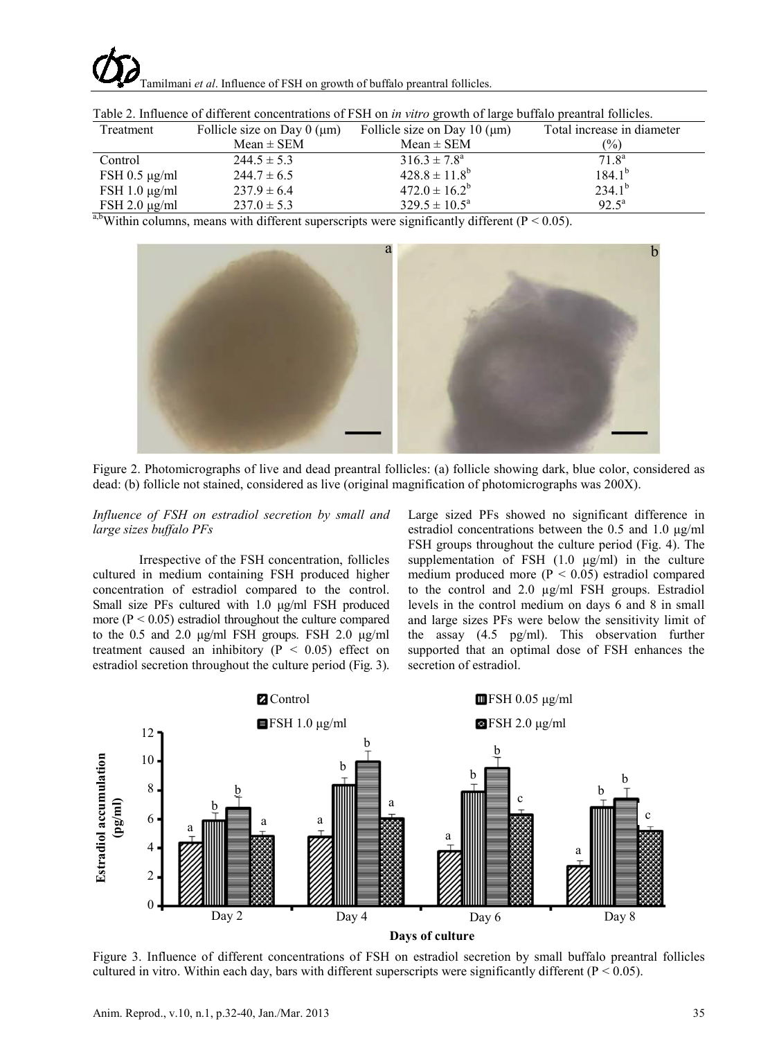Table 2. Influence of different concentrations of FSH on *in vitro* growth of large buffalo preantral follicles.

| Treatment | Follicle size on Day 0 (μm) Mean ± SEM | Follicle size on Day 10 (μm) Mean ± SEM | Total increase in diameter (%) |
|---|---|---|---|
| Control | 244.5 ± 5.3 | 316.3 ± 7.8[a] | 71.8[a] |
| FSH 0.5 μg/ml | 244.7 ± 6.5 | 428.8 ± 11.8[b] | 184.1[b] |
| FSH 1.0 μg/ml | 237.9 ± 6.4 | 472.0 ± 16.2[b] | 234.1[b] |
| FSH 2.0 μg/ml | 237.0 ± 5.3 | 329.5 ± 10.5[a] | 92.5[a] |

[a,b]Within columns, means with different superscripts were significantly different ($P < 0.05$).

Figure 2. Photomicrographs of live and dead preantral follicles: (a) follicle showing dark, blue color, considered as dead: (b) follicle not stained, considered as live (original magnification of photomicrographs was 200X).

*Influence of FSH on estradiol secretion by small and large sizes buffalo PFs*

Irrespective of the FSH concentration, follicles cultured in medium containing FSH produced higher concentration of estradiol compared to the control. Small size PFs cultured with 1.0 μg/ml FSH produced more ($P < 0.05$) estradiol throughout the culture compared to the 0.5 and 2.0 μg/ml FSH groups. FSH 2.0 μg/ml treatment caused an inhibitory ($P < 0.05$) effect on estradiol secretion throughout the culture period (Fig. 3). Large sized PFs showed no significant difference in estradiol concentrations between the 0.5 and 1.0 μg/ml FSH groups throughout the culture period (Fig. 4). The supplementation of FSH (1.0 μg/ml) in the culture medium produced more ($P < 0.05$) estradiol compared to the control and 2.0 μg/ml FSH groups. Estradiol levels in the control medium on days 6 and 8 in small and large sizes PFs were below the sensitivity limit of the assay (4.5 pg/ml). This observation further supported that an optimal dose of FSH enhances the secretion of estradiol.

Figure 3. Influence of different concentrations of FSH on estradiol secretion by small buffalo preantral follicles cultured in vitro. Within each day, bars with different superscripts were significantly different ($P < 0.05$).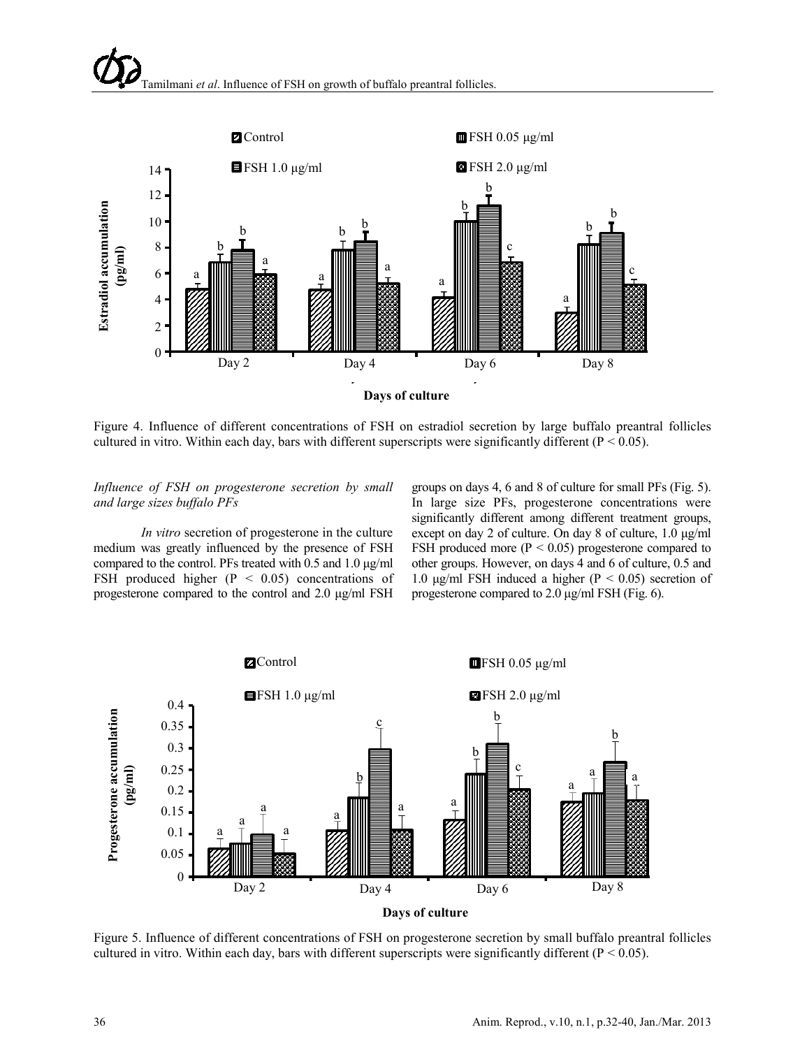Figure 4. Influence of different concentrations of FSH on estradiol secretion by large buffalo preantral follicles cultured in vitro. Within each day, bars with different superscripts were significantly different ($P < 0.05$).

*Influence of FSH on progesterone secretion by small and large sizes buffalo PFs*

*In vitro* secretion of progesterone in the culture medium was greatly influenced by the presence of FSH compared to the control. PFs treated with 0.5 and 1.0 µg/ml FSH produced higher ($P < 0.05$) concentrations of progesterone compared to the control and 2.0 µg/ml FSH groups on days 4, 6 and 8 of culture for small PFs (Fig. 5). In large size PFs, progesterone concentrations were significantly different among different treatment groups, except on day 2 of culture. On day 8 of culture, 1.0 µg/ml FSH produced more ($P < 0.05$) progesterone compared to other groups. However, on days 4 and 6 of culture, 0.5 and 1.0 µg/ml FSH induced a higher ($P < 0.05$) secretion of progesterone compared to 2.0 µg/ml FSH (Fig. 6).

Figure 5. Influence of different concentrations of FSH on progesterone secretion by small buffalo preantral follicles cultured in vitro. Within each day, bars with different superscripts were significantly different ($P < 0.05$).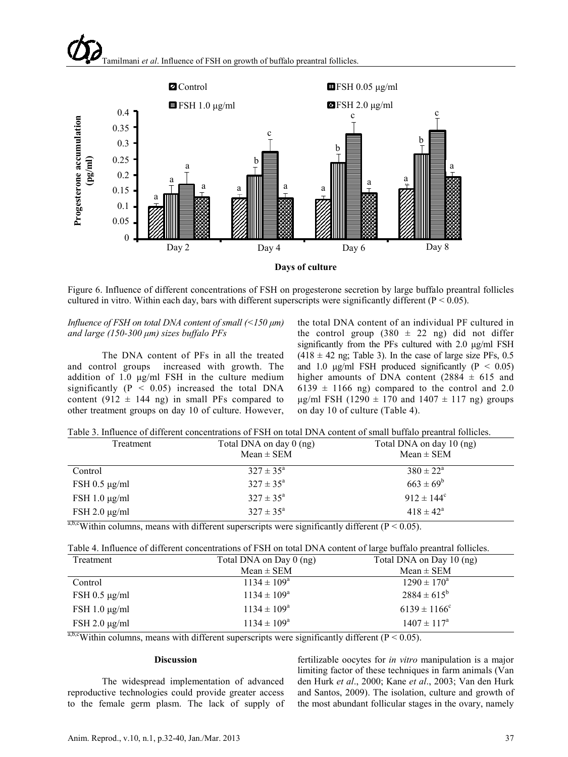Figure 6. Influence of different concentrations of FSH on progesterone secretion by large buffalo preantral follicles cultured in vitro. Within each day, bars with different superscripts were significantly different ($P < 0.05$).

*Influence of FSH on total DNA content of small (<150 µm) and large (150-300 µm) sizes buffalo PFs*

The DNA content of PFs in all the treated and control groups increased with growth. The addition of 1.0 µg/ml FSH in the culture medium significantly ($P < 0.05$) increased the total DNA content (912 ± 144 ng) in small PFs compared to other treatment groups on day 10 of culture. However, the total DNA content of an individual PF cultured in the control group (380 ± 22 ng) did not differ significantly from the PFs cultured with 2.0 µg/ml FSH (418 ± 42 ng; Table 3). In the case of large size PFs, 0.5 and 1.0 µg/ml FSH produced significantly ($P < 0.05$) higher amounts of DNA content (2884 ± 615 and 6139 ± 1166 ng) compared to the control and 2.0 µg/ml FSH (1290 ± 170 and 1407 ± 117 ng) groups on day 10 of culture (Table 4).

Table 3. Influence of different concentrations of FSH on total DNA content of small buffalo preantral follicles.

| Treatment | Total DNA on day 0 (ng) Mean ± SEM | Total DNA on day 10 (ng) Mean ± SEM |
|---|---|---|
| Control | 327 ± 35[a] | 380 ± 22[a] |
| FSH 0.5 µg/ml | 327 ± 35[a] | 663 ± 69[b] |
| FSH 1.0 µg/ml | 327 ± 35[a] | 912 ± 144[c] |
| FSH 2.0 µg/ml | 327 ± 35[a] | 418 ± 42[a] |

[a,b,c]Within columns, means with different superscripts were significantly different ($P < 0.05$).

Table 4. Influence of different concentrations of FSH on total DNA content of large buffalo preantral follicles.

| Treatment | Total DNA on Day 0 (ng) Mean ± SEM | Total DNA on Day 10 (ng) Mean ± SEM |
|---|---|---|
| Control | 1134 ± 109[a] | 1290 ± 170[a] |
| FSH 0.5 µg/ml | 1134 ± 109[a] | 2884 ± 615[b] |
| FSH 1.0 µg/ml | 1134 ± 109[a] | 6139 ± 1166[c] |
| FSH 2.0 µg/ml | 1134 ± 109[a] | 1407 ± 117[a] |

[a,b,c]Within columns, means with different superscripts were significantly different ($P < 0.05$).

## Discussion

The widespread implementation of advanced reproductive technologies could provide greater access to the female germ plasm. The lack of supply of fertilizable oocytes for *in vitro* manipulation is a major limiting factor of these techniques in farm animals (Van den Hurk *et al*., 2000; Kane *et al*., 2003; Van den Hurk and Santos, 2009). The isolation, culture and growth of the most abundant follicular stages in the ovary, namely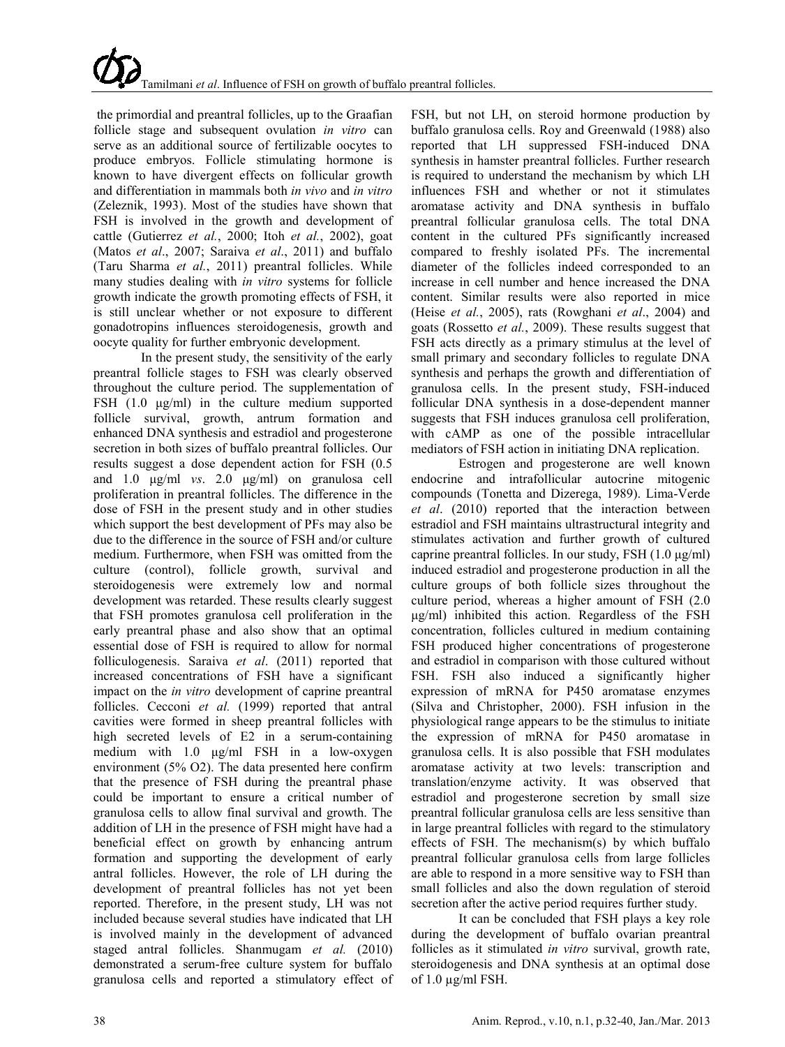the primordial and preantral follicles, up to the Graafian follicle stage and subsequent ovulation *in vitro* can serve as an additional source of fertilizable oocytes to produce embryos. Follicle stimulating hormone is known to have divergent effects on follicular growth and differentiation in mammals both *in vivo* and *in vitro* (Zeleznik, 1993). Most of the studies have shown that FSH is involved in the growth and development of cattle (Gutierrez *et al.*, 2000; Itoh *et al.*, 2002), goat (Matos *et al*., 2007; Saraiva *et al*., 2011) and buffalo (Taru Sharma *et al.*, 2011) preantral follicles. While many studies dealing with *in vitro* systems for follicle growth indicate the growth promoting effects of FSH, it is still unclear whether or not exposure to different gonadotropins influences steroidogenesis, growth and oocyte quality for further embryonic development.

In the present study, the sensitivity of the early preantral follicle stages to FSH was clearly observed throughout the culture period. The supplementation of FSH (1.0 µg/ml) in the culture medium supported follicle survival, growth, antrum formation and enhanced DNA synthesis and estradiol and progesterone secretion in both sizes of buffalo preantral follicles. Our results suggest a dose dependent action for FSH (0.5 and 1.0 µg/ml *vs*. 2.0 µg/ml) on granulosa cell proliferation in preantral follicles. The difference in the dose of FSH in the present study and in other studies which support the best development of PFs may also be due to the difference in the source of FSH and/or culture medium. Furthermore, when FSH was omitted from the culture (control), follicle growth, survival and steroidogenesis were extremely low and normal development was retarded. These results clearly suggest that FSH promotes granulosa cell proliferation in the early preantral phase and also show that an optimal essential dose of FSH is required to allow for normal folliculogenesis. Saraiva *et al*. (2011) reported that increased concentrations of FSH have a significant impact on the *in vitro* development of caprine preantral follicles. Cecconi *et al.* (1999) reported that antral cavities were formed in sheep preantral follicles with high secreted levels of E2 in a serum-containing medium with 1.0 µg/ml FSH in a low-oxygen environment (5% O2). The data presented here confirm that the presence of FSH during the preantral phase could be important to ensure a critical number of granulosa cells to allow final survival and growth. The addition of LH in the presence of FSH might have had a beneficial effect on growth by enhancing antrum formation and supporting the development of early antral follicles. However, the role of LH during the development of preantral follicles has not yet been reported. Therefore, in the present study, LH was not included because several studies have indicated that LH is involved mainly in the development of advanced staged antral follicles. Shanmugam *et al.* (2010) demonstrated a serum-free culture system for buffalo granulosa cells and reported a stimulatory effect of FSH, but not LH, on steroid hormone production by buffalo granulosa cells. Roy and Greenwald (1988) also reported that LH suppressed FSH-induced DNA synthesis in hamster preantral follicles. Further research is required to understand the mechanism by which LH influences FSH and whether or not it stimulates aromatase activity and DNA synthesis in buffalo preantral follicular granulosa cells. The total DNA content in the cultured PFs significantly increased compared to freshly isolated PFs. The incremental diameter of the follicles indeed corresponded to an increase in cell number and hence increased the DNA content. Similar results were also reported in mice (Heise *et al.*, 2005), rats (Rowghani *et al*., 2004) and goats (Rossetto *et al.*, 2009). These results suggest that FSH acts directly as a primary stimulus at the level of small primary and secondary follicles to regulate DNA synthesis and perhaps the growth and differentiation of granulosa cells. In the present study, FSH-induced follicular DNA synthesis in a dose-dependent manner suggests that FSH induces granulosa cell proliferation, with cAMP as one of the possible intracellular mediators of FSH action in initiating DNA replication.

Estrogen and progesterone are well known endocrine and intrafollicular autocrine mitogenic compounds (Tonetta and Dizerega, 1989). Lima-Verde *et al*. (2010) reported that the interaction between estradiol and FSH maintains ultrastructural integrity and stimulates activation and further growth of cultured caprine preantral follicles. In our study, FSH (1.0 µg/ml) induced estradiol and progesterone production in all the culture groups of both follicle sizes throughout the culture period, whereas a higher amount of FSH (2.0 µg/ml) inhibited this action. Regardless of the FSH concentration, follicles cultured in medium containing FSH produced higher concentrations of progesterone and estradiol in comparison with those cultured without FSH. FSH also induced a significantly higher expression of mRNA for P450 aromatase enzymes (Silva and Christopher, 2000). FSH infusion in the physiological range appears to be the stimulus to initiate the expression of mRNA for P450 aromatase in granulosa cells. It is also possible that FSH modulates aromatase activity at two levels: transcription and translation/enzyme activity. It was observed that estradiol and progesterone secretion by small size preantral follicular granulosa cells are less sensitive than in large preantral follicles with regard to the stimulatory effects of FSH. The mechanism(s) by which buffalo preantral follicular granulosa cells from large follicles are able to respond in a more sensitive way to FSH than small follicles and also the down regulation of steroid secretion after the active period requires further study.

It can be concluded that FSH plays a key role during the development of buffalo ovarian preantral follicles as it stimulated *in vitro* survival, growth rate, steroidogenesis and DNA synthesis at an optimal dose of 1.0 µg/ml FSH.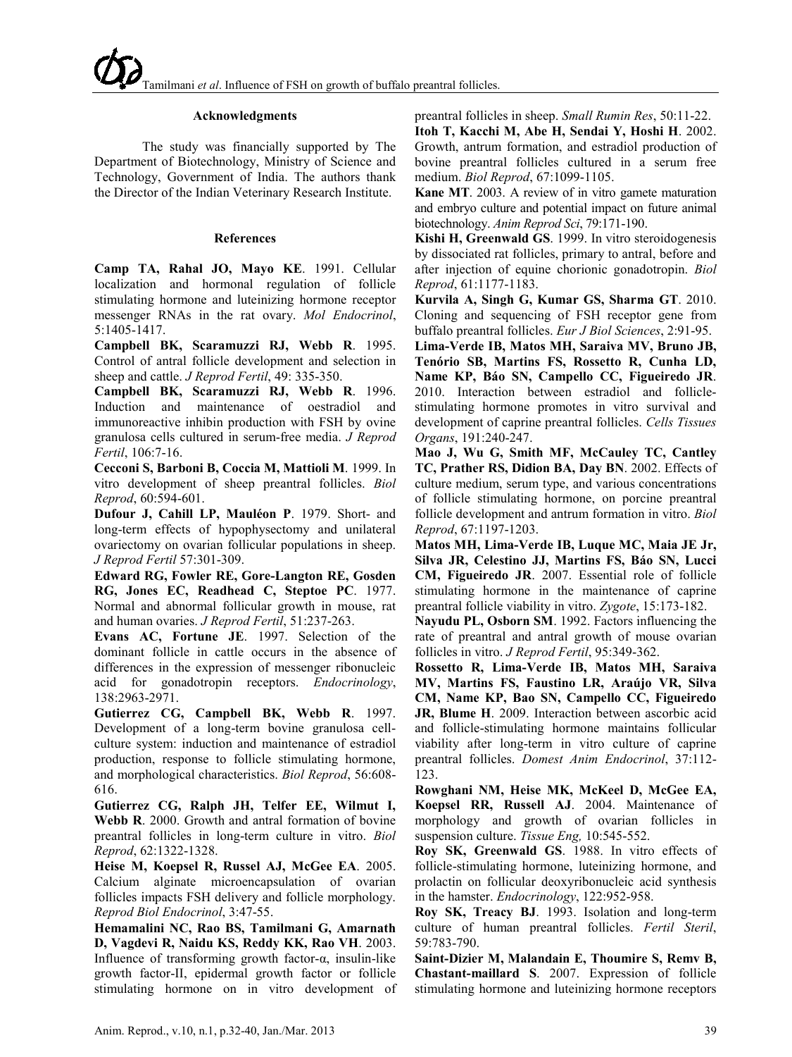#### Acknowledgments

The study was financially supported by The Department of Biotechnology, Ministry of Science and Technology, Government of India. The authors thank the Director of the Indian Veterinary Research Institute.

#### References

**Camp TA, Rahal JO, Mayo KE**. 1991. Cellular localization and hormonal regulation of follicle stimulating hormone and luteinizing hormone receptor messenger RNAs in the rat ovary. *Mol Endocrinol*, 5:1405-1417.

**Campbell BK, Scaramuzzi RJ, Webb R**. 1995. Control of antral follicle development and selection in sheep and cattle. *J Reprod Fertil*, 49: 335-350.

**Campbell BK, Scaramuzzi RJ, Webb R**. 1996. Induction and maintenance of oestradiol and immunoreactive inhibin production with FSH by ovine granulosa cells cultured in serum-free media. *J Reprod Fertil*, 106:7-16.

**Cecconi S, Barboni B, Coccia M, Mattioli M**. 1999. In vitro development of sheep preantral follicles. *Biol Reprod*, 60:594-601.

**Dufour J, Cahill LP, Mauléon P**. 1979. Short- and long-term effects of hypophysectomy and unilateral ovariectomy on ovarian follicular populations in sheep. *J Reprod Fertil* 57:301-309.

**Edward RG, Fowler RE, Gore-Langton RE, Gosden RG, Jones EC, Readhead C, Steptoe PC**. 1977. Normal and abnormal follicular growth in mouse, rat and human ovaries. *J Reprod Fertil*, 51:237-263.

**Evans AC, Fortune JE**. 1997. Selection of the dominant follicle in cattle occurs in the absence of differences in the expression of messenger ribonucleic acid for gonadotropin receptors. *Endocrinology*, 138:2963-2971.

**Gutierrez CG, Campbell BK, Webb R**. 1997. Development of a long-term bovine granulosa cell-culture system: induction and maintenance of estradiol production, response to follicle stimulating hormone, and morphological characteristics. *Biol Reprod*, 56:608-616.

**Gutierrez CG, Ralph JH, Telfer EE, Wilmut I, Webb R**. 2000. Growth and antral formation of bovine preantral follicles in long-term culture in vitro. *Biol Reprod*, 62:1322-1328.

**Heise M, Koepsel R, Russel AJ, McGee EA**. 2005. Calcium alginate microencapsulation of ovarian follicles impacts FSH delivery and follicle morphology. *Reprod Biol Endocrinol*, 3:47-55.

**Hemamalini NC, Rao BS, Tamilmani G, Amarnath D, Vagdevi R, Naidu KS, Reddy KK, Rao VH**. 2003. Influence of transforming growth factor-α, insulin-like growth factor-II, epidermal growth factor or follicle stimulating hormone on in vitro development of preantral follicles in sheep. *Small Rumin Res*, 50:11-22.

**Itoh T, Kacchi M, Abe H, Sendai Y, Hoshi H**. 2002. Growth, antrum formation, and estradiol production of bovine preantral follicles cultured in a serum free medium. *Biol Reprod*, 67:1099-1105.

**Kane MT**. 2003. A review of in vitro gamete maturation and embryo culture and potential impact on future animal biotechnology. *Anim Reprod Sci*, 79:171-190.

**Kishi H, Greenwald GS**. 1999. In vitro steroidogenesis by dissociated rat follicles, primary to antral, before and after injection of equine chorionic gonadotropin. *Biol Reprod*, 61:1177-1183.

**Kurvila A, Singh G, Kumar GS, Sharma GT**. 2010. Cloning and sequencing of FSH receptor gene from buffalo preantral follicles. *Eur J Biol Sciences*, 2:91-95.

**Lima-Verde IB, Matos MH, Saraiva MV, Bruno JB, Tenório SB, Martins FS, Rossetto R, Cunha LD, Name KP, Báo SN, Campello CC, Figueiredo JR**. 2010. Interaction between estradiol and follicle-stimulating hormone promotes in vitro survival and development of caprine preantral follicles. *Cells Tissues Organs*, 191:240-247.

**Mao J, Wu G, Smith MF, McCauley TC, Cantley TC, Prather RS, Didion BA, Day BN**. 2002. Effects of culture medium, serum type, and various concentrations of follicle stimulating hormone, on porcine preantral follicle development and antrum formation in vitro. *Biol Reprod*, 67:1197-1203.

**Matos MH, Lima-Verde IB, Luque MC, Maia JE Jr, Silva JR, Celestino JJ, Martins FS, Báo SN, Lucci CM, Figueiredo JR**. 2007. Essential role of follicle stimulating hormone in the maintenance of caprine preantral follicle viability in vitro. *Zygote*, 15:173-182.

**Nayudu PL, Osborn SM**. 1992. Factors influencing the rate of preantral and antral growth of mouse ovarian follicles in vitro. *J Reprod Fertil*, 95:349-362.

**Rossetto R, Lima-Verde IB, Matos MH, Saraiva MV, Martins FS, Faustino LR, Araújo VR, Silva CM, Name KP, Bao SN, Campello CC, Figueiredo JR, Blume H**. 2009. Interaction between ascorbic acid and follicle-stimulating hormone maintains follicular viability after long-term in vitro culture of caprine preantral follicles. *Domest Anim Endocrinol*, 37:112-123.

**Rowghani NM, Heise MK, McKeel D, McGee EA, Koepsel RR, Russell AJ**. 2004. Maintenance of morphology and growth of ovarian follicles in suspension culture. *Tissue Eng,* 10:545-552.

**Roy SK, Greenwald GS**. 1988. In vitro effects of follicle-stimulating hormone, luteinizing hormone, and prolactin on follicular deoxyribonucleic acid synthesis in the hamster. *Endocrinology*, 122:952-958.

**Roy SK, Treacy BJ**. 1993. Isolation and long-term culture of human preantral follicles. *Fertil Steril*, 59:783-790.

**Saint-Dizier M, Malandain E, Thoumire S, Remv B, Chastant-maillard S**. 2007. Expression of follicle stimulating hormone and luteinizing hormone receptors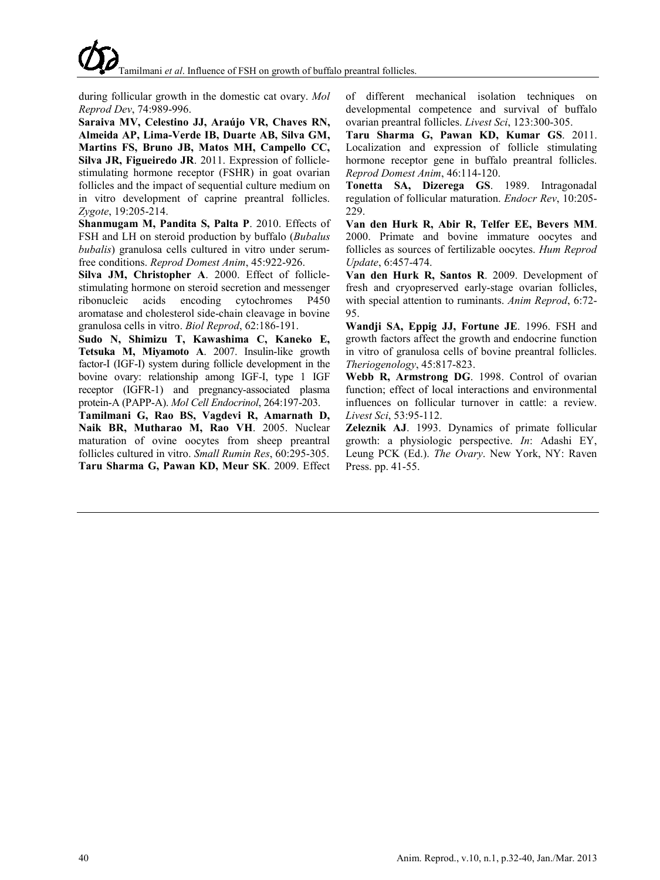during follicular growth in the domestic cat ovary. *Mol Reprod Dev*, 74:989-996.

**Saraiva MV, Celestino JJ, Araújo VR, Chaves RN, Almeida AP, Lima-Verde IB, Duarte AB, Silva GM, Martins FS, Bruno JB, Matos MH, Campello CC, Silva JR, Figueiredo JR**. 2011. Expression of follicle-stimulating hormone receptor (FSHR) in goat ovarian follicles and the impact of sequential culture medium on in vitro development of caprine preantral follicles. *Zygote*, 19:205-214.

**Shanmugam M, Pandita S, Palta P**. 2010. Effects of FSH and LH on steroid production by buffalo (*Bubalus bubalis*) granulosa cells cultured in vitro under serum-free conditions. *Reprod Domest Anim*, 45:922-926.

**Silva JM, Christopher A**. 2000. Effect of follicle-stimulating hormone on steroid secretion and messenger ribonucleic acids encoding cytochromes P450 aromatase and cholesterol side-chain cleavage in bovine granulosa cells in vitro. *Biol Reprod*, 62:186-191.

**Sudo N, Shimizu T, Kawashima C, Kaneko E, Tetsuka M, Miyamoto A**. 2007. Insulin-like growth factor-I (IGF-I) system during follicle development in the bovine ovary: relationship among IGF-I, type 1 IGF receptor (IGFR-1) and pregnancy-associated plasma protein-A (PAPP-A). *Mol Cell Endocrinol*, 264:197-203.

**Tamilmani G, Rao BS, Vagdevi R, Amarnath D, Naik BR, Mutharao M, Rao VH**. 2005. Nuclear maturation of ovine oocytes from sheep preantral follicles cultured in vitro. *Small Rumin Res*, 60:295-305.

**Taru Sharma G, Pawan KD, Meur SK**. 2009. Effect of different mechanical isolation techniques on developmental competence and survival of buffalo ovarian preantral follicles. *Livest Sci*, 123:300-305.

**Taru Sharma G, Pawan KD, Kumar GS**. 2011. Localization and expression of follicle stimulating hormone receptor gene in buffalo preantral follicles. *Reprod Domest Anim*, 46:114-120.

**Tonetta SA, Dizerega GS**. 1989. Intragonadal regulation of follicular maturation. *Endocr Rev*, 10:205-229.

**Van den Hurk R, Abir R, Telfer EE, Bevers MM**. 2000. Primate and bovine immature oocytes and follicles as sources of fertilizable oocytes. *Hum Reprod Update*, 6:457-474.

**Van den Hurk R, Santos R**. 2009. Development of fresh and cryopreserved early-stage ovarian follicles, with special attention to ruminants. *Anim Reprod*, 6:72-95.

**Wandji SA, Eppig JJ, Fortune JE**. 1996. FSH and growth factors affect the growth and endocrine function in vitro of granulosa cells of bovine preantral follicles. *Theriogenology*, 45:817-823.

**Webb R, Armstrong DG**. 1998. Control of ovarian function; effect of local interactions and environmental influences on follicular turnover in cattle: a review. *Livest Sci*, 53:95-112.

**Zeleznik AJ**. 1993. Dynamics of primate follicular growth: a physiologic perspective. *In*: Adashi EY, Leung PCK (Ed.). *The Ovary*. New York, NY: Raven Press. pp. 41-55.